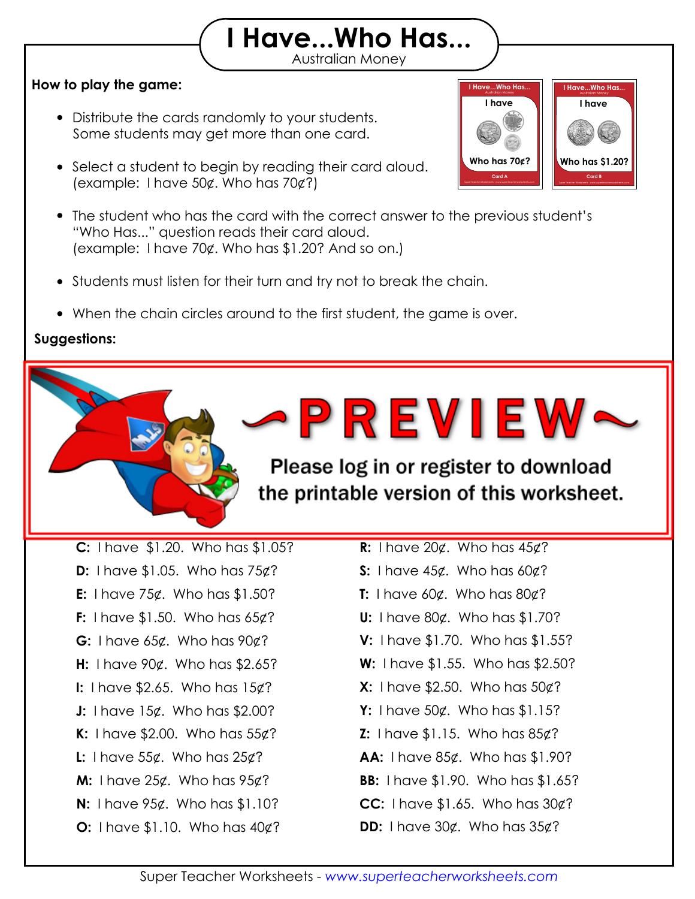# I Have...Who Has...

Australian Money

**How to play the game:**

- Distribute the cards randomly to your students. Some students may get more than one card.
- Select a student to begin by reading their card aloud. (example: I have 50¢. Who has 70¢?)
- The student who has the card with the correct answer to the previous student's "Who Has..." question reads their card aloud. (example: I have 70¢. Who has $1.20? And so on.)
- Students must listen for their turn and try not to break the chain.
- When the chain circles around to the first student, the game is over.

**Suggestions:**

~PREVIEW~

Please log in or register to download the printable version of this worksheet.

**C:** I have $1.20. Who has $1.05?

**D:** I have $1.05. Who has 75¢?

**E:** I have 75¢. Who has $1.50?

**F:** I have $1.50. Who has 65¢?

**G:** I have 65¢. Who has 90¢?

**H:** I have 90¢. Who has $2.65?

**I:** I have $2.65. Who has 15¢?

**J:** I have 15¢. Who has $2.00?

**K:** I have $2.00. Who has 55¢?

**L:** I have 55¢. Who has 25¢?

**M:** I have 25¢. Who has 95¢?

**N:** I have 95¢. Who has $1.10?

**O:** I have $1.10. Who has 40¢?

**R:** I have 20¢. Who has 45¢?

**S:** I have 45¢. Who has 60¢?

**T:** I have 60¢. Who has 80¢?

**U:** I have 80¢. Who has $1.70?

**V:** I have $1.70. Who has $1.55?

**W:** I have $1.55. Who has $2.50?

**X:** I have $2.50. Who has 50¢?

**Y:** I have 50¢. Who has $1.15?

**Z:** I have $1.15. Who has 85¢?

**AA:** I have 85¢. Who has $1.90?

**BB:** I have $1.90. Who has $1.65?

**CC:** I have $1.65. Who has 30¢?

**DD:** I have 30¢. Who has 35¢?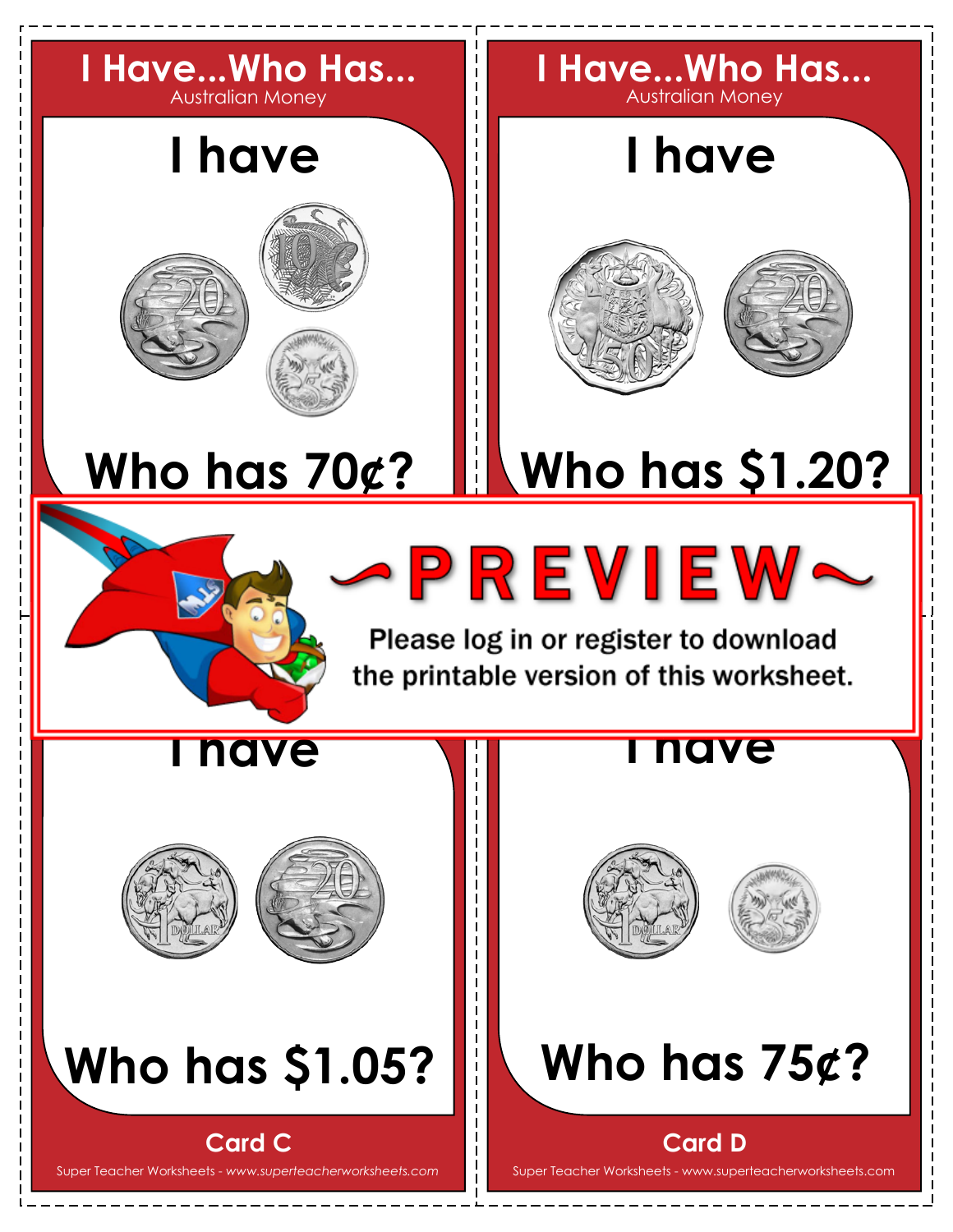## I Have...Who Has...

Australian Money

I have

Who has 70¢?

## I Have...Who Has...

Australian Money

I have

Who has $1.20?

~PREVIEW~

Please log in or register to download the printable version of this worksheet.

I have

Who has $1.05?

**Card C**

I have

Who has 75¢?

**Card D**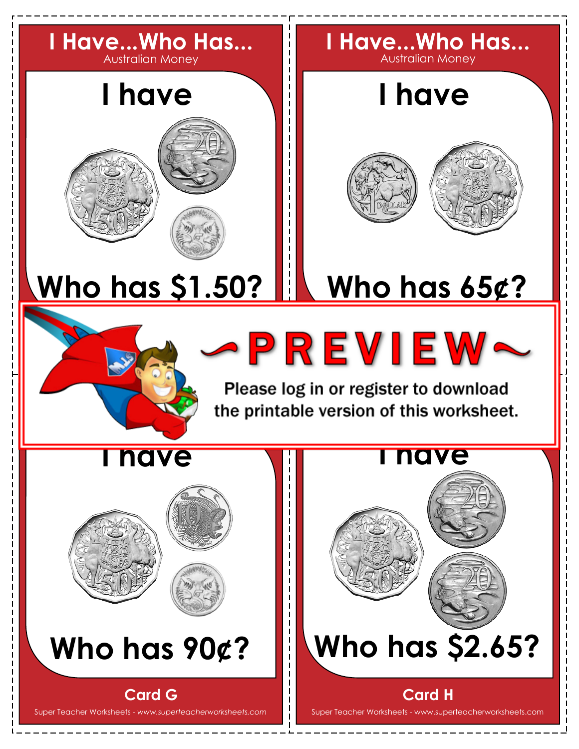## I Have...Who Has...

Australian Money

### I have

### Who has $1.50?

## I Have...Who Has...

Australian Money

### I have

### Who has 65¢?

~PREVIEW~

Please log in or register to download the printable version of this worksheet.

### I have

### Who has 90¢?

**Card G**

Super Teacher Worksheets - *www.superteacherworksheets.com*

### I have

### Who has $2.65?

**Card H**

Super Teacher Worksheets - www.superteacherworksheets.com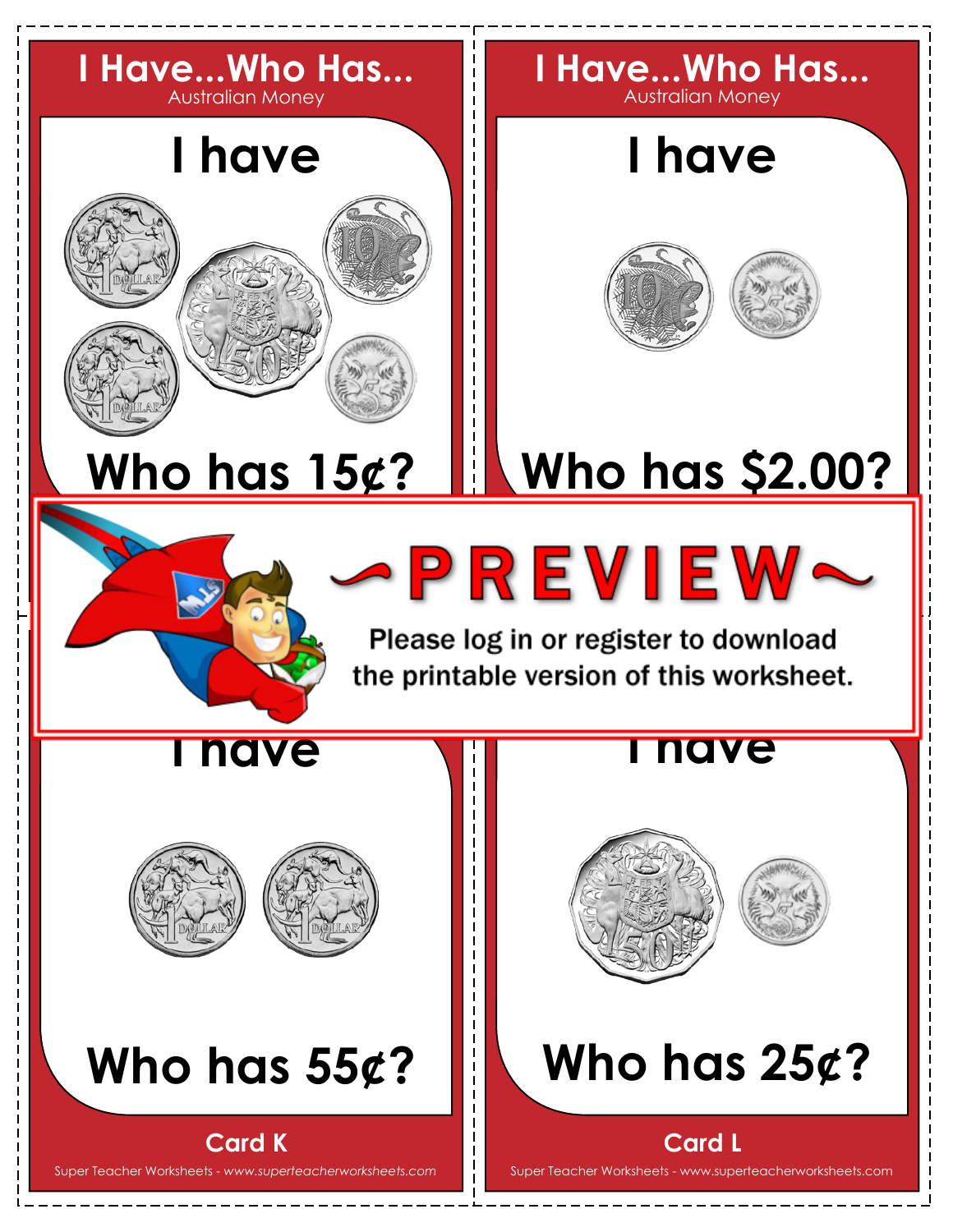## I Have...Who Has...
Australian Money

**I have**

**Who has 15¢?**

## I Have...Who Has...
Australian Money

**I have**

**Who has $2.00?**

~PREVIEW~

Please log in or register to download the printable version of this worksheet.

**I have**

**Who has 55¢?**

**Card K**

**I have**

**Who has 25¢?**

**Card L**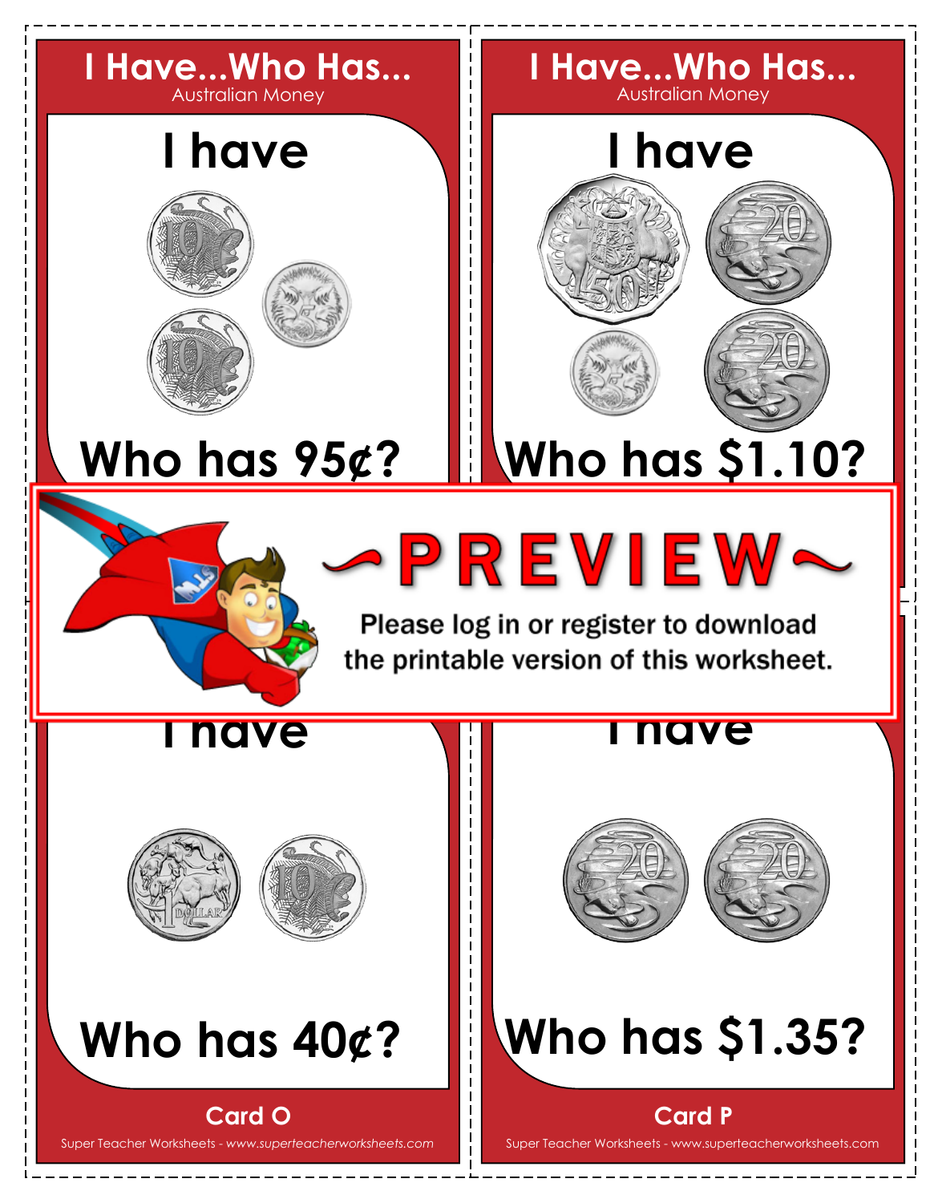## I Have...Who Has...

Australian Money

**I have**

**Who has 95¢?**

## I Have...Who Has...

Australian Money

**I have**

**Who has $1.10?**

~PREVIEW~

Please log in or register to download the printable version of this worksheet.

**I have**

**Who has 40¢?**

**Card O**

**I have**

**Who has $1.35?**

**Card P**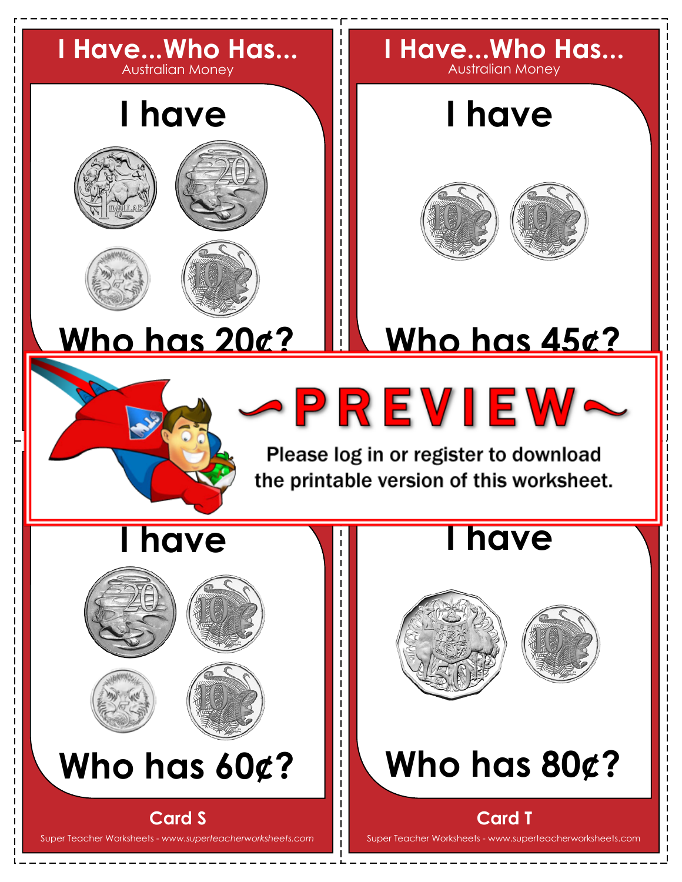## I Have...Who Has...
Australian Money

**I have**

**Who has 20¢?**

## I Have...Who Has...
Australian Money

**I have**

**Who has 45¢?**

~PREVIEW~

Please log in or register to download the printable version of this worksheet.

**I have**

**Who has 60¢?**

**Card S**

Super Teacher Worksheets - *www.superteacherworksheets.com*

**I have**

**Who has 80¢?**

**Card T**

Super Teacher Worksheets - www.superteacherworksheets.com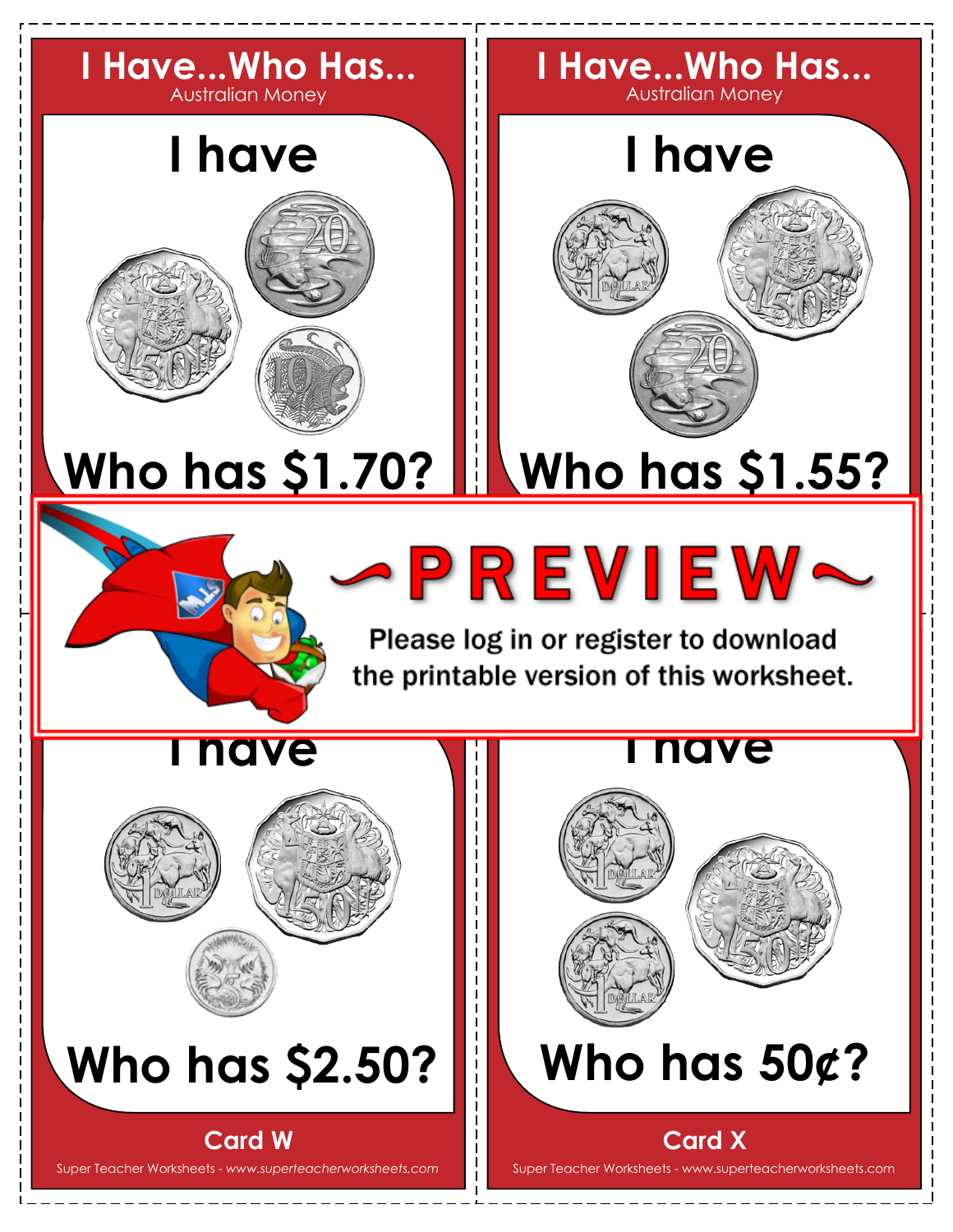## I Have...Who Has...

Australian Money

**I have**

**Who has $1.70?**

## I Have...Who Has...

Australian Money

**I have**

**Who has $1.55?**

~PREVIEW~

Please log in or register to download the printable version of this worksheet.

**I have**

**Who has $2.50?**

**Card W**

Super Teacher Worksheets - *www.superteacherworksheets.com*

**I have**

**Who has 50¢?**

**Card X**

Super Teacher Worksheets - *www.superteacherworksheets.com*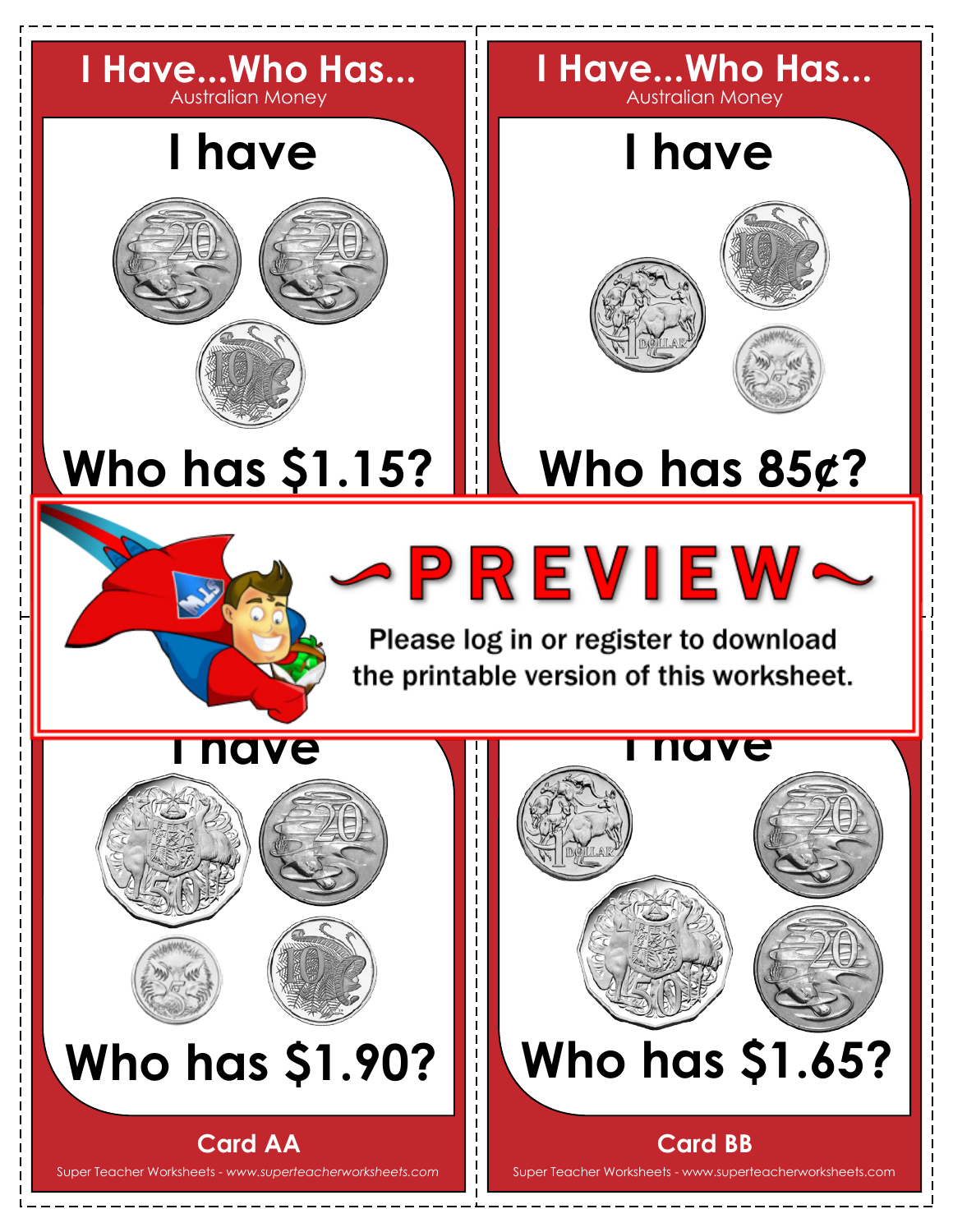## I Have...Who Has...

Australian Money

# I have

# Who has $1.15?

## I Have...Who Has...

Australian Money

# I have

# Who has 85¢?

## ~PREVIEW~

Please log in or register to download the printable version of this worksheet.

# I have

# Who has $1.90?

**Card AA**

# I have

# Who has $1.65?

**Card BB**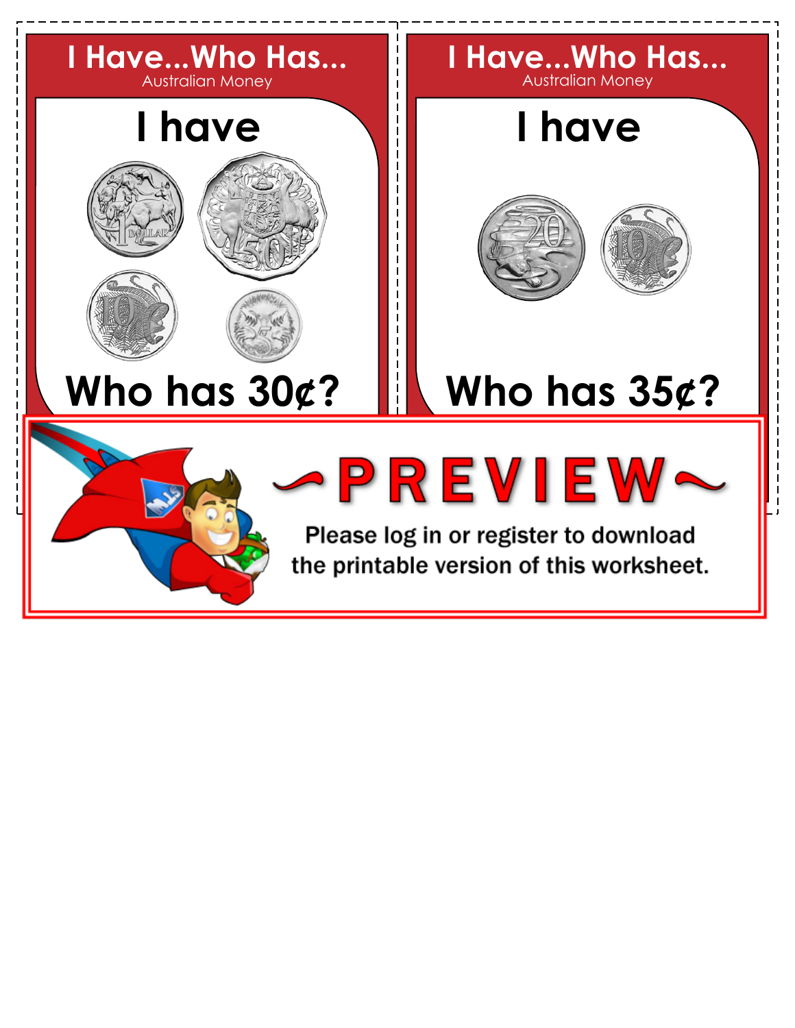# I Have...Who Has...

Australian Money

## I have

## Who has 30¢?

# I Have...Who Has...

Australian Money

## I have

## Who has 35¢?

~PREVIEW~

Please log in or register to download the printable version of this worksheet.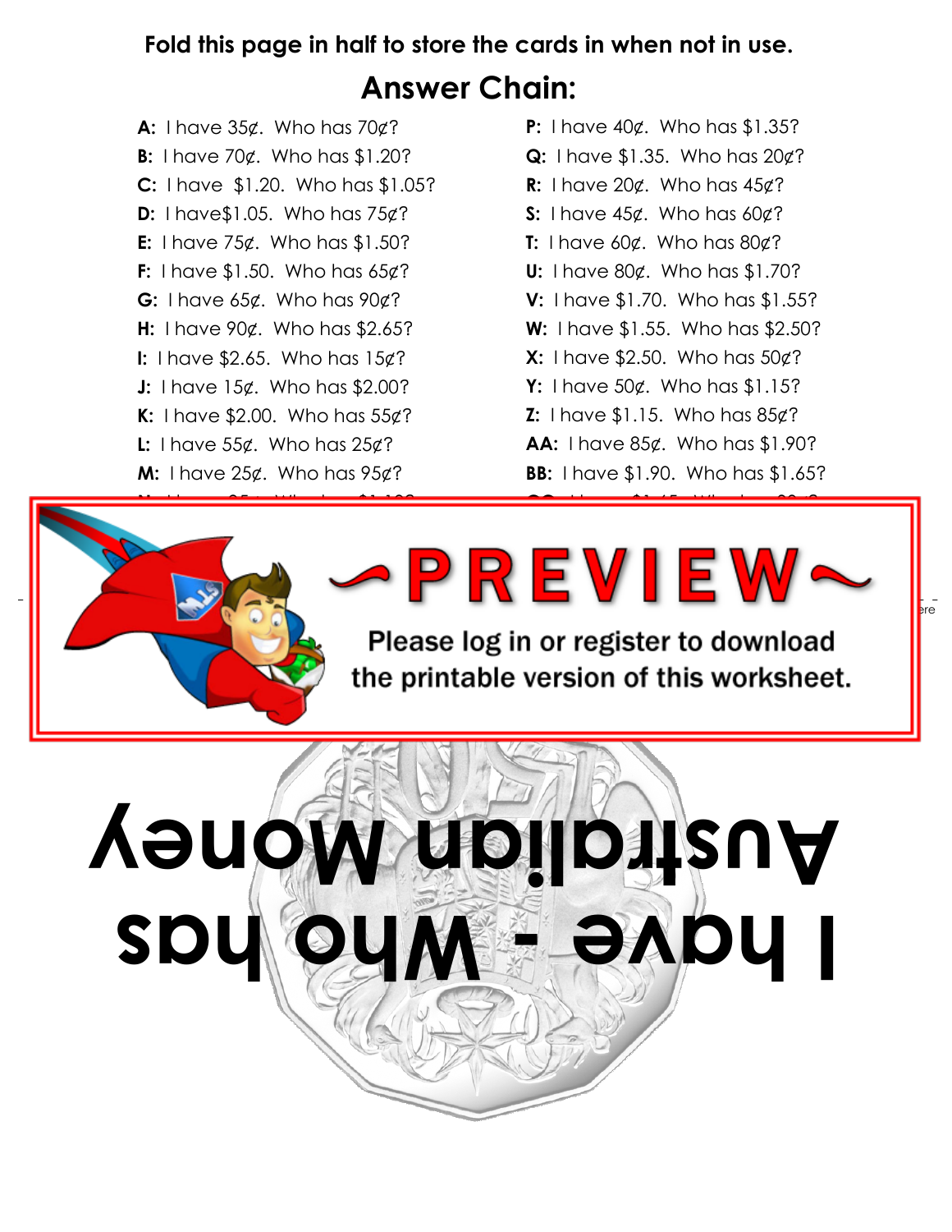**Fold this page in half to store the cards in when not in use.**

## Answer Chain:

**A:** I have 35¢. Who has 70¢?
**B:** I have 70¢. Who has $1.20?
**C:** I have $1.20. Who has $1.05?
**D:** I have$1.05. Who has 75¢?
**E:** I have 75¢. Who has $1.50?
**F:** I have $1.50. Who has 65¢?
**G:** I have 65¢. Who has 90¢?
**H:** I have 90¢. Who has $2.65?
**I:** I have $2.65. Who has 15¢?
**J:** I have 15¢. Who has $2.00?
**K:** I have $2.00. Who has 55¢?
**L:** I have 55¢. Who has 25¢?
**M:** I have 25¢. Who has 95¢?

**P:** I have 40¢. Who has $1.35?
**Q:** I have $1.35. Who has 20¢?
**R:** I have 20¢. Who has 45¢?
**S:** I have 45¢. Who has 60¢?
**T:** I have 60¢. Who has 80¢?
**U:** I have 80¢. Who has $1.70?
**V:** I have $1.70. Who has $1.55?
**W:** I have $1.55. Who has $2.50?
**X:** I have $2.50. Who has 50¢?
**Y:** I have 50¢. Who has $1.15?
**Z:** I have $1.15. Who has 85¢?
**AA:** I have 85¢. Who has $1.90?
**BB:** I have $1.90. Who has $1.65?

~PREVIEW~

Please log in or register to download the printable version of this worksheet.

# Australian Money
# I have - Who has